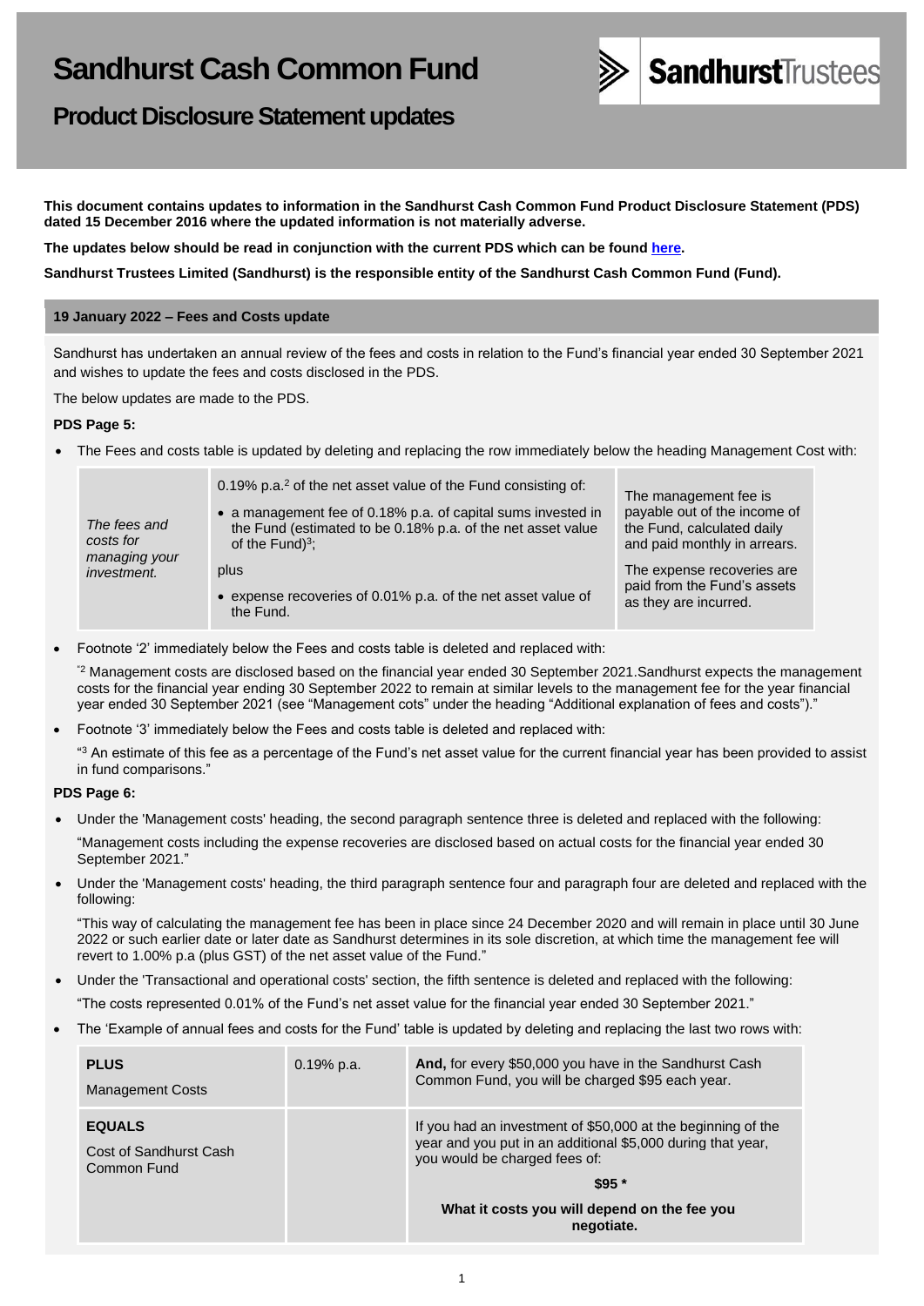# Sandhurst Cash Common Fund

## Product Disclosure Statement updates

**This document contains updates to information in the Sandhurst Cash Common Fund Product Disclosure Statement (PDS) dated 15 December 2016 where the updated information is not materially adverse.**

**The updates below should be read in conjunction with the current PDS which can be found here.**

**Sandhurst Trustees Limited (Sandhurst) is the responsible entity of the Sandhurst Cash Common Fund (Fund).**

### 19 January 2022 – Fees and Costs update

Sandhurst has undertaken an annual review of the fees and costs in relation to the Fund's financial year ended 30 September 2021 and wishes to update the fees and costs disclosed in the PDS.

The below updates are made to the PDS.

**PDS Page 5:**

- The Fees and costs table is updated by deleting and replacing the row immediately below the heading Management Cost with:

| | | |
|---|---|---|
| *The fees and costs for managing your investment.* | 0.19% p.a.[2] of the net asset value of the Fund consisting of: <br>• a management fee of 0.18% p.a. of capital sums invested in the Fund (estimated to be 0.18% p.a. of the net asset value of the Fund)[3]; <br>plus <br>• expense recoveries of 0.01% p.a. of the net asset value of the Fund. | The management fee is payable out of the income of the Fund, calculated daily and paid monthly in arrears. <br>The expense recoveries are paid from the Fund's assets as they are incurred. |

- Footnote '2' immediately below the Fees and costs table is deleted and replaced with:

  "[2] Management costs are disclosed based on the financial year ended 30 September 2021.Sandhurst expects the management costs for the financial year ending 30 September 2022 to remain at similar levels to the management fee for the year financial year ended 30 September 2021 (see "Management cots" under the heading "Additional explanation of fees and costs")."

- Footnote '3' immediately below the Fees and costs table is deleted and replaced with:

  "[3] An estimate of this fee as a percentage of the Fund's net asset value for the current financial year has been provided to assist in fund comparisons."

**PDS Page 6:**

- Under the 'Management costs' heading, the second paragraph sentence three is deleted and replaced with the following:

  "Management costs including the expense recoveries are disclosed based on actual costs for the financial year ended 30 September 2021."

- Under the 'Management costs' heading, the third paragraph sentence four and paragraph four are deleted and replaced with the following:

  "This way of calculating the management fee has been in place since 24 December 2020 and will remain in place until 30 June 2022 or such earlier date or later date as Sandhurst determines in its sole discretion, at which time the management fee will revert to 1.00% p.a (plus GST) of the net asset value of the Fund."

- Under the 'Transactional and operational costs' section, the fifth sentence is deleted and replaced with the following:

  "The costs represented 0.01% of the Fund's net asset value for the financial year ended 30 September 2021."

- The 'Example of annual fees and costs for the Fund' table is updated by deleting and replacing the last two rows with:

| | | |
|---|---|---|
| **PLUS** <br>Management Costs | 0.19% p.a. | **And,** for every $50,000 you have in the Sandhurst Cash Common Fund, you will be charged $95 each year. |
| **EQUALS** <br>Cost of Sandhurst Cash Common Fund | | If you had an investment of $50,000 at the beginning of the year and you put in an additional $5,000 during that year, you would be charged fees of: <br>**$95 *** <br>**What it costs you will depend on the fee you negotiate.** |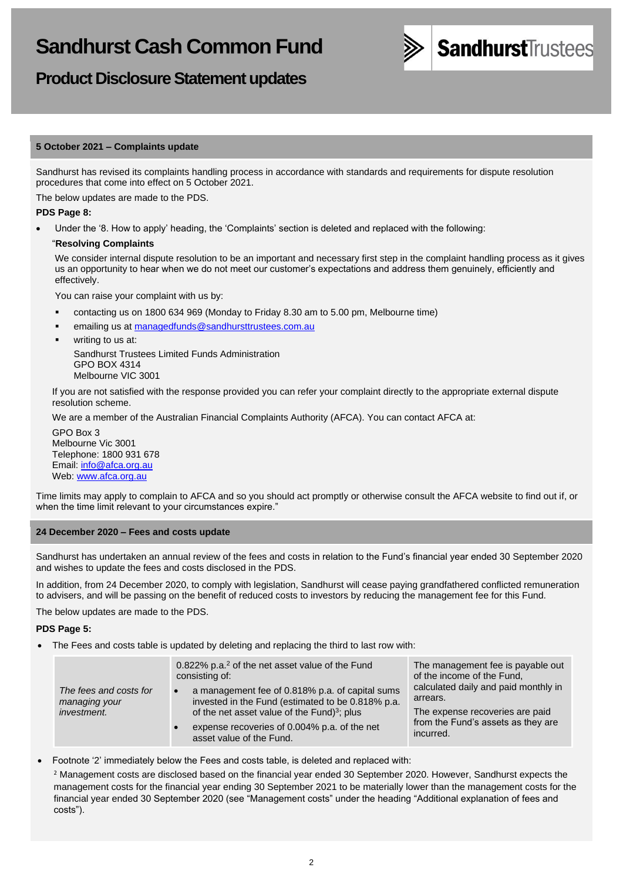# Sandhurst Cash Common Fund

## Product Disclosure Statement updates

### 5 October 2021 – Complaints update

Sandhurst has revised its complaints handling process in accordance with standards and requirements for dispute resolution procedures that come into effect on 5 October 2021.

The below updates are made to the PDS.

**PDS Page 8:**

- Under the '8. How to apply' heading, the 'Complaints' section is deleted and replaced with the following:

  "**Resolving Complaints**

  We consider internal dispute resolution to be an important and necessary first step in the complaint handling process as it gives us an opportunity to hear when we do not meet our customer's expectations and address them genuinely, efficiently and effectively.

  You can raise your complaint with us by:

  - contacting us on 1800 634 969 (Monday to Friday 8.30 am to 5.00 pm, Melbourne time)
  - emailing us at managedfunds@sandhursttrustees.com.au
  - writing to us at:

    Sandhurst Trustees Limited Funds Administration
    GPO BOX 4314
    Melbourne VIC 3001

  If you are not satisfied with the response provided you can refer your complaint directly to the appropriate external dispute resolution scheme.

  We are a member of the Australian Financial Complaints Authority (AFCA). You can contact AFCA at:

  GPO Box 3
  Melbourne Vic 3001
  Telephone: 1800 931 678
  Email: info@afca.org.au
  Web: www.afca.org.au

Time limits may apply to complain to AFCA and so you should act promptly or otherwise consult the AFCA website to find out if, or when the time limit relevant to your circumstances expire."

### 24 December 2020 – Fees and costs update

Sandhurst has undertaken an annual review of the fees and costs in relation to the Fund's financial year ended 30 September 2020 and wishes to update the fees and costs disclosed in the PDS.

In addition, from 24 December 2020, to comply with legislation, Sandhurst will cease paying grandfathered conflicted remuneration to advisers, and will be passing on the benefit of reduced costs to investors by reducing the management fee for this Fund.

The below updates are made to the PDS.

**PDS Page 5:**

- The Fees and costs table is updated by deleting and replacing the third to last row with:

| | | |
|---|---|---|
| *The fees and costs for managing your investment.* | 0.822% p.a.[2] of the net asset value of the Fund consisting of:<br>• a management fee of 0.818% p.a. of capital sums invested in the Fund (estimated to be 0.818% p.a. of the net asset value of the Fund)[3]; plus<br>• expense recoveries of 0.004% p.a. of the net asset value of the Fund. | The management fee is payable out of the income of the Fund, calculated daily and paid monthly in arrears.<br>The expense recoveries are paid from the Fund's assets as they are incurred. |

- Footnote '2' immediately below the Fees and costs table, is deleted and replaced with:

  [2] Management costs are disclosed based on the financial year ended 30 September 2020. However, Sandhurst expects the management costs for the financial year ending 30 September 2021 to be materially lower than the management costs for the financial year ended 30 September 2020 (see "Management costs" under the heading "Additional explanation of fees and costs").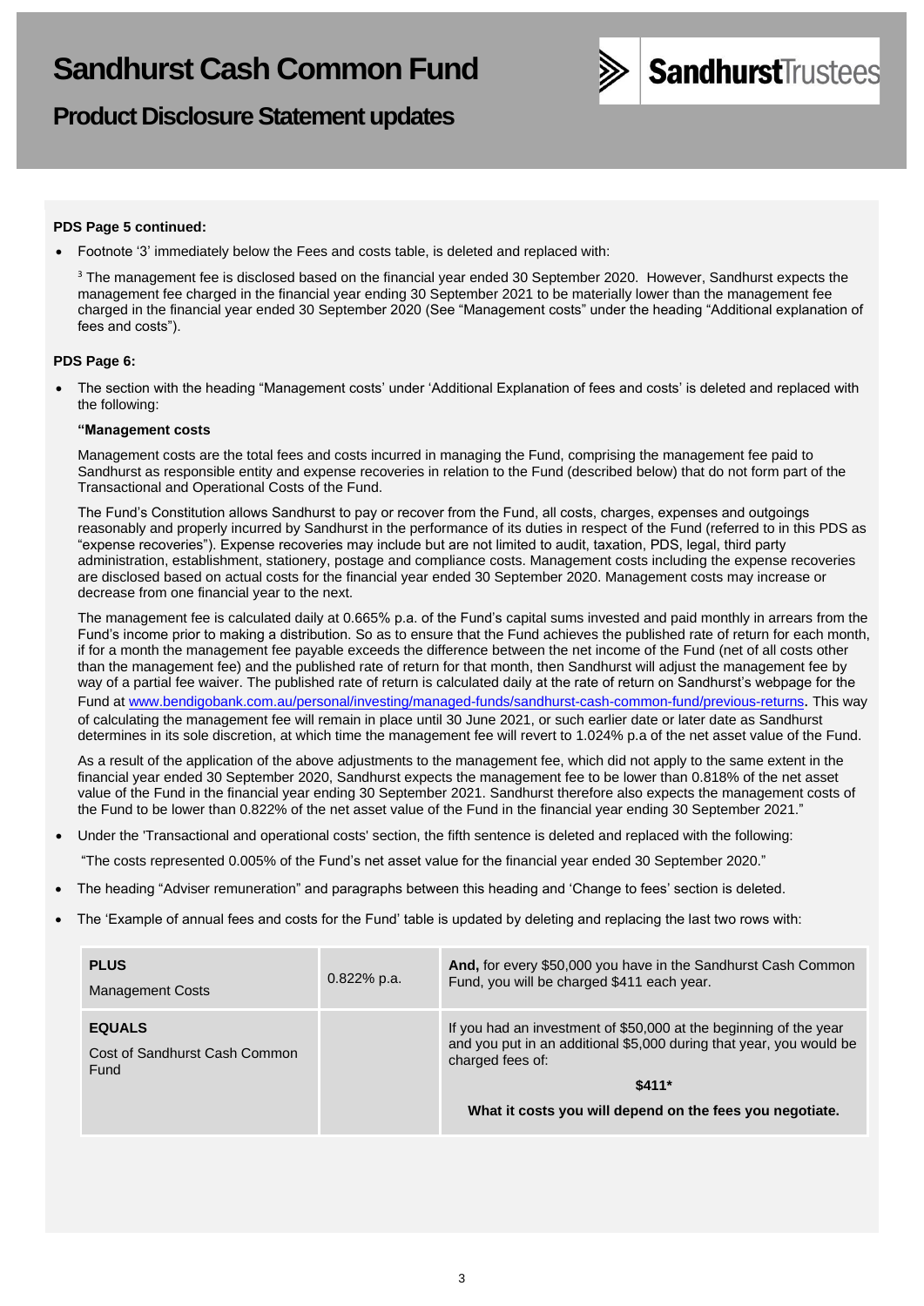# Sandhurst Cash Common Fund

## Product Disclosure Statement updates

**PDS Page 5 continued:**

- Footnote '3' immediately below the Fees and costs table, is deleted and replaced with:

  [3] The management fee is disclosed based on the financial year ended 30 September 2020. However, Sandhurst expects the management fee charged in the financial year ending 30 September 2021 to be materially lower than the management fee charged in the financial year ended 30 September 2020 (See "Management costs" under the heading "Additional explanation of fees and costs").

**PDS Page 6:**

- The section with the heading "Management costs' under 'Additional Explanation of fees and costs' is deleted and replaced with the following:

  **"Management costs**

  Management costs are the total fees and costs incurred in managing the Fund, comprising the management fee paid to Sandhurst as responsible entity and expense recoveries in relation to the Fund (described below) that do not form part of the Transactional and Operational Costs of the Fund.

  The Fund's Constitution allows Sandhurst to pay or recover from the Fund, all costs, charges, expenses and outgoings reasonably and properly incurred by Sandhurst in the performance of its duties in respect of the Fund (referred to in this PDS as "expense recoveries"). Expense recoveries may include but are not limited to audit, taxation, PDS, legal, third party administration, establishment, stationery, postage and compliance costs. Management costs including the expense recoveries are disclosed based on actual costs for the financial year ended 30 September 2020. Management costs may increase or decrease from one financial year to the next.

  The management fee is calculated daily at 0.665% p.a. of the Fund's capital sums invested and paid monthly in arrears from the Fund's income prior to making a distribution. So as to ensure that the Fund achieves the published rate of return for each month, if for a month the management fee payable exceeds the difference between the net income of the Fund (net of all costs other than the management fee) and the published rate of return for that month, then Sandhurst will adjust the management fee by way of a partial fee waiver. The published rate of return is calculated daily at the rate of return on Sandhurst's webpage for the Fund at www.bendigobank.com.au/personal/investing/managed-funds/sandhurst-cash-common-fund/previous-returns. This way of calculating the management fee will remain in place until 30 June 2021, or such earlier date or later date as Sandhurst determines in its sole discretion, at which time the management fee will revert to 1.024% p.a of the net asset value of the Fund.

  As a result of the application of the above adjustments to the management fee, which did not apply to the same extent in the financial year ended 30 September 2020, Sandhurst expects the management fee to be lower than 0.818% of the net asset value of the Fund in the financial year ending 30 September 2021. Sandhurst therefore also expects the management costs of the Fund to be lower than 0.822% of the net asset value of the Fund in the financial year ending 30 September 2021."

- Under the 'Transactional and operational costs' section, the fifth sentence is deleted and replaced with the following:

  "The costs represented 0.005% of the Fund's net asset value for the financial year ended 30 September 2020."

- The heading "Adviser remuneration" and paragraphs between this heading and 'Change to fees' section is deleted.

- The 'Example of annual fees and costs for the Fund' table is updated by deleting and replacing the last two rows with:

| | | |
|---|---|---|
| **PLUS** Management Costs | 0.822% p.a. | **And,** for every $50,000 you have in the Sandhurst Cash Common Fund, you will be charged $411 each year. |
| **EQUALS** Cost of Sandhurst Cash Common Fund | | If you had an investment of $50,000 at the beginning of the year and you put in an additional $5,000 during that year, you would be charged fees of: **$411*** **What it costs you will depend on the fees you negotiate.** |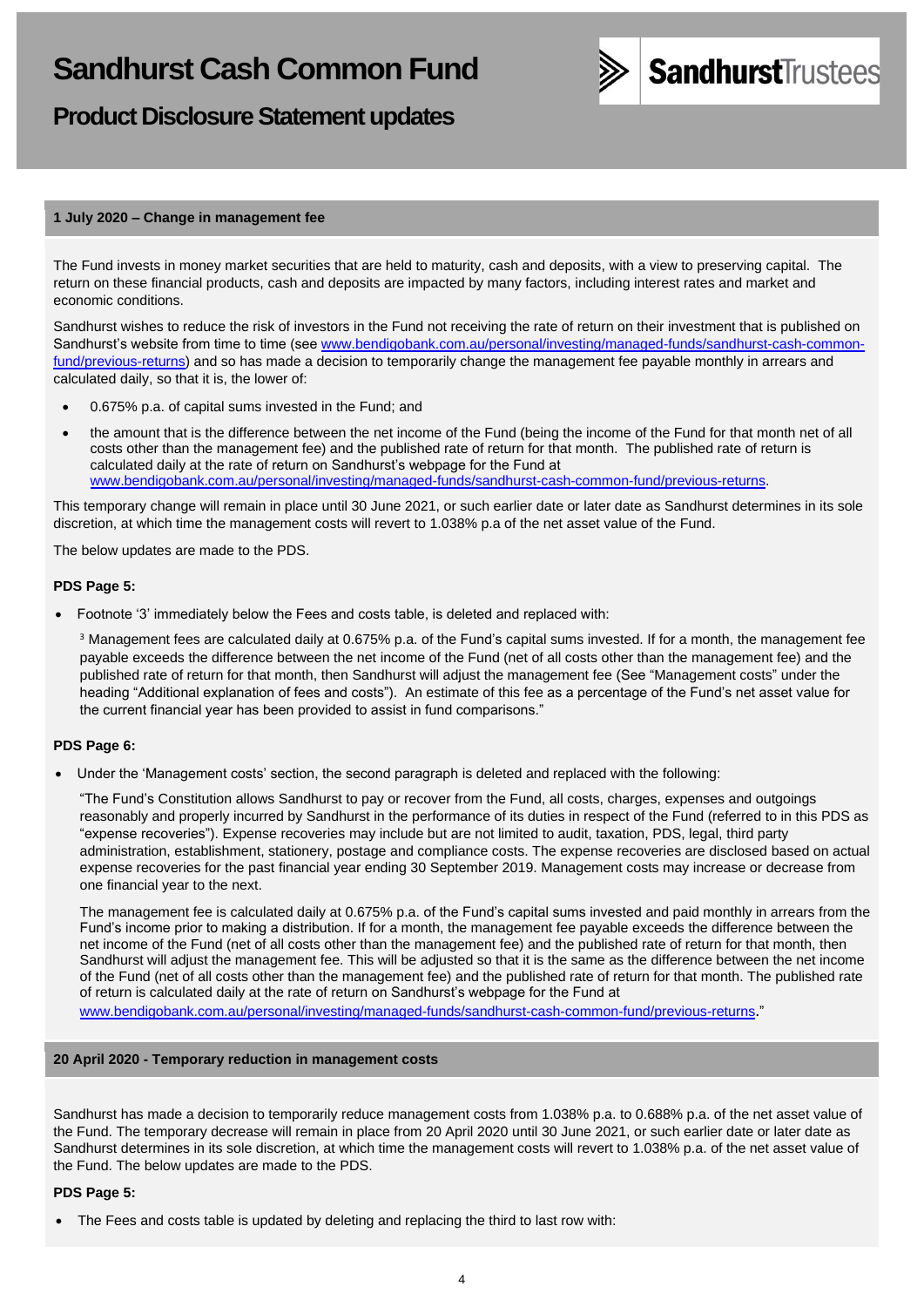# Sandhurst Cash Common Fund

## Product Disclosure Statement updates

### 1 July 2020 – Change in management fee

The Fund invests in money market securities that are held to maturity, cash and deposits, with a view to preserving capital. The return on these financial products, cash and deposits are impacted by many factors, including interest rates and market and economic conditions.

Sandhurst wishes to reduce the risk of investors in the Fund not receiving the rate of return on their investment that is published on Sandhurst's website from time to time (see www.bendigobank.com.au/personal/investing/managed-funds/sandhurst-cash-common-fund/previous-returns) and so has made a decision to temporarily change the management fee payable monthly in arrears and calculated daily, so that it is, the lower of:

- 0.675% p.a. of capital sums invested in the Fund; and
- the amount that is the difference between the net income of the Fund (being the income of the Fund for that month net of all costs other than the management fee) and the published rate of return for that month. The published rate of return is calculated daily at the rate of return on Sandhurst's webpage for the Fund at www.bendigobank.com.au/personal/investing/managed-funds/sandhurst-cash-common-fund/previous-returns.

This temporary change will remain in place until 30 June 2021, or such earlier date or later date as Sandhurst determines in its sole discretion, at which time the management costs will revert to 1.038% p.a of the net asset value of the Fund.

The below updates are made to the PDS.

**PDS Page 5:**

- Footnote '3' immediately below the Fees and costs table, is deleted and replaced with:

  [3] Management fees are calculated daily at 0.675% p.a. of the Fund's capital sums invested. If for a month, the management fee payable exceeds the difference between the net income of the Fund (net of all costs other than the management fee) and the published rate of return for that month, then Sandhurst will adjust the management fee (See "Management costs" under the heading "Additional explanation of fees and costs"). An estimate of this fee as a percentage of the Fund's net asset value for the current financial year has been provided to assist in fund comparisons."

**PDS Page 6:**

- Under the 'Management costs' section, the second paragraph is deleted and replaced with the following:

  "The Fund's Constitution allows Sandhurst to pay or recover from the Fund, all costs, charges, expenses and outgoings reasonably and properly incurred by Sandhurst in the performance of its duties in respect of the Fund (referred to in this PDS as "expense recoveries"). Expense recoveries may include but are not limited to audit, taxation, PDS, legal, third party administration, establishment, stationery, postage and compliance costs. The expense recoveries are disclosed based on actual expense recoveries for the past financial year ending 30 September 2019. Management costs may increase or decrease from one financial year to the next.

  The management fee is calculated daily at 0.675% p.a. of the Fund's capital sums invested and paid monthly in arrears from the Fund's income prior to making a distribution. If for a month, the management fee payable exceeds the difference between the net income of the Fund (net of all costs other than the management fee) and the published rate of return for that month, then Sandhurst will adjust the management fee. This will be adjusted so that it is the same as the difference between the net income of the Fund (net of all costs other than the management fee) and the published rate of return for that month. The published rate of return is calculated daily at the rate of return on Sandhurst's webpage for the Fund at www.bendigobank.com.au/personal/investing/managed-funds/sandhurst-cash-common-fund/previous-returns."

### 20 April 2020 - Temporary reduction in management costs

Sandhurst has made a decision to temporarily reduce management costs from 1.038% p.a. to 0.688% p.a. of the net asset value of the Fund. The temporary decrease will remain in place from 20 April 2020 until 30 June 2021, or such earlier date or later date as Sandhurst determines in its sole discretion, at which time the management costs will revert to 1.038% p.a. of the net asset value of the Fund. The below updates are made to the PDS.

**PDS Page 5:**

- The Fees and costs table is updated by deleting and replacing the third to last row with: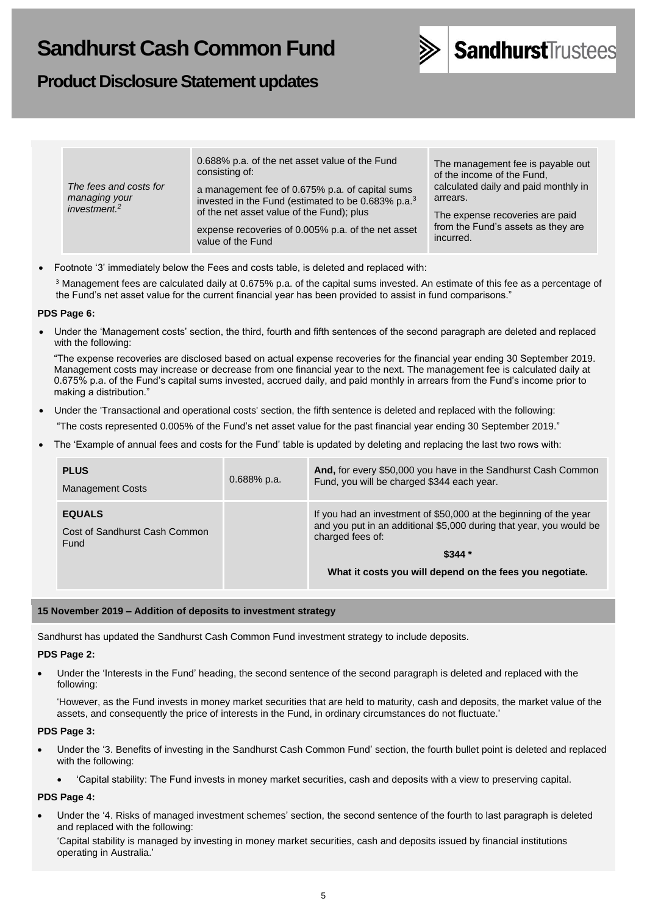# Sandhurst Cash Common Fund

## Product Disclosure Statement updates

| | | |
|---|---|---|
| *The fees and costs for managing your investment.*[2] | 0.688% p.a. of the net asset value of the Fund consisting of: a management fee of 0.675% p.a. of capital sums invested in the Fund (estimated to be 0.683% p.a.[3] of the net asset value of the Fund); plus expense recoveries of 0.005% p.a. of the net asset value of the Fund | The management fee is payable out of the income of the Fund, calculated daily and paid monthly in arrears. The expense recoveries are paid from the Fund's assets as they are incurred. |

- Footnote '3' immediately below the Fees and costs table, is deleted and replaced with:

  [3] Management fees are calculated daily at 0.675% p.a. of the capital sums invested. An estimate of this fee as a percentage of the Fund's net asset value for the current financial year has been provided to assist in fund comparisons."

**PDS Page 6:**

- Under the 'Management costs' section, the third, fourth and fifth sentences of the second paragraph are deleted and replaced with the following:

  "The expense recoveries are disclosed based on actual expense recoveries for the financial year ending 30 September 2019. Management costs may increase or decrease from one financial year to the next. The management fee is calculated daily at 0.675% p.a. of the Fund's capital sums invested, accrued daily, and paid monthly in arrears from the Fund's income prior to making a distribution."

- Under the 'Transactional and operational costs' section, the fifth sentence is deleted and replaced with the following:

  "The costs represented 0.005% of the Fund's net asset value for the past financial year ending 30 September 2019."

- The 'Example of annual fees and costs for the Fund' table is updated by deleting and replacing the last two rows with:

| | | |
|---|---|---|
| **PLUS** Management Costs | 0.688% p.a. | **And,** for every \$50,000 you have in the Sandhurst Cash Common Fund, you will be charged \$344 each year. |
| **EQUALS** Cost of Sandhurst Cash Common Fund | | If you had an investment of \$50,000 at the beginning of the year and you put in an additional \$5,000 during that year, you would be charged fees of: **\$344 \*** **What it costs you will depend on the fees you negotiate.** |

### 15 November 2019 – Addition of deposits to investment strategy

Sandhurst has updated the Sandhurst Cash Common Fund investment strategy to include deposits.

**PDS Page 2:**

- Under the 'Interests in the Fund' heading, the second sentence of the second paragraph is deleted and replaced with the following:

  'However, as the Fund invests in money market securities that are held to maturity, cash and deposits, the market value of the assets, and consequently the price of interests in the Fund, in ordinary circumstances do not fluctuate.'

**PDS Page 3:**

- Under the '3. Benefits of investing in the Sandhurst Cash Common Fund' section, the fourth bullet point is deleted and replaced with the following:
  - 'Capital stability: The Fund invests in money market securities, cash and deposits with a view to preserving capital.

**PDS Page 4:**

- Under the '4. Risks of managed investment schemes' section, the second sentence of the fourth to last paragraph is deleted and replaced with the following:

  'Capital stability is managed by investing in money market securities, cash and deposits issued by financial institutions operating in Australia.'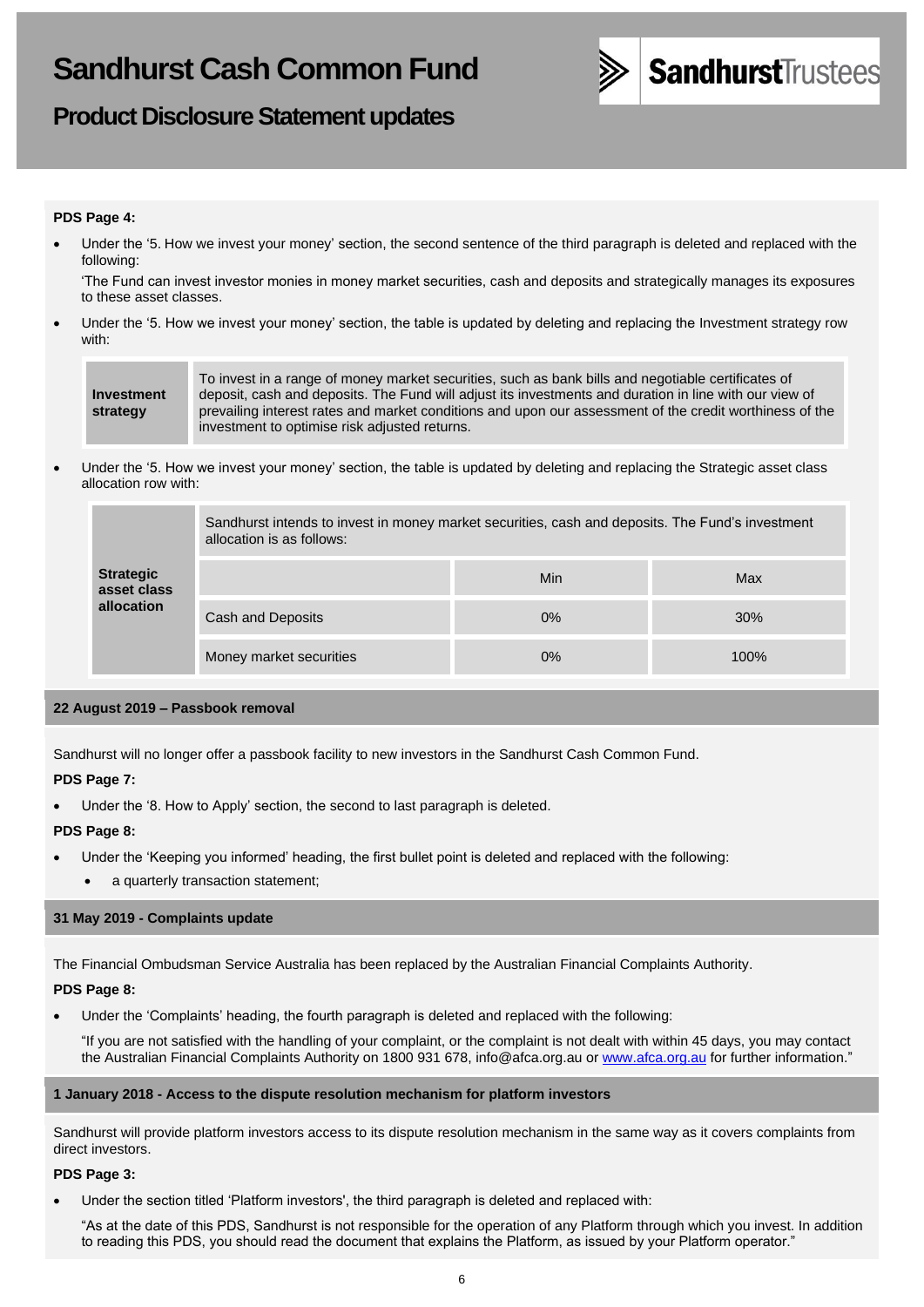# Sandhurst Cash Common Fund

## Product Disclosure Statement updates

**PDS Page 4:**

- Under the '5. How we invest your money' section, the second sentence of the third paragraph is deleted and replaced with the following:

  'The Fund can invest investor monies in money market securities, cash and deposits and strategically manages its exposures to these asset classes.

- Under the '5. How we invest your money' section, the table is updated by deleting and replacing the Investment strategy row with:

| | |
|---|---|
| **Investment strategy** | To invest in a range of money market securities, such as bank bills and negotiable certificates of deposit, cash and deposits. The Fund will adjust its investments and duration in line with our view of prevailing interest rates and market conditions and upon our assessment of the credit worthiness of the investment to optimise risk adjusted returns. |

- Under the '5. How we invest your money' section, the table is updated by deleting and replacing the Strategic asset class allocation row with:

| | | | |
|---|---|---|---|
| **Strategic asset class allocation** | Sandhurst intends to invest in money market securities, cash and deposits. The Fund's investment allocation is as follows: | | |
| | | Min | Max |
| | Cash and Deposits | 0% | 30% |
| | Money market securities | 0% | 100% |

### 22 August 2019 – Passbook removal

Sandhurst will no longer offer a passbook facility to new investors in the Sandhurst Cash Common Fund.

**PDS Page 7:**

- Under the '8. How to Apply' section, the second to last paragraph is deleted.

**PDS Page 8:**

- Under the 'Keeping you informed' heading, the first bullet point is deleted and replaced with the following:
  - a quarterly transaction statement;

### 31 May 2019 - Complaints update

The Financial Ombudsman Service Australia has been replaced by the Australian Financial Complaints Authority.

**PDS Page 8:**

- Under the 'Complaints' heading, the fourth paragraph is deleted and replaced with the following:

  "If you are not satisfied with the handling of your complaint, or the complaint is not dealt with within 45 days, you may contact the Australian Financial Complaints Authority on 1800 931 678, info@afca.org.au or www.afca.org.au for further information."

### 1 January 2018 - Access to the dispute resolution mechanism for platform investors

Sandhurst will provide platform investors access to its dispute resolution mechanism in the same way as it covers complaints from direct investors.

**PDS Page 3:**

- Under the section titled 'Platform investors', the third paragraph is deleted and replaced with:

  "As at the date of this PDS, Sandhurst is not responsible for the operation of any Platform through which you invest. In addition to reading this PDS, you should read the document that explains the Platform, as issued by your Platform operator."